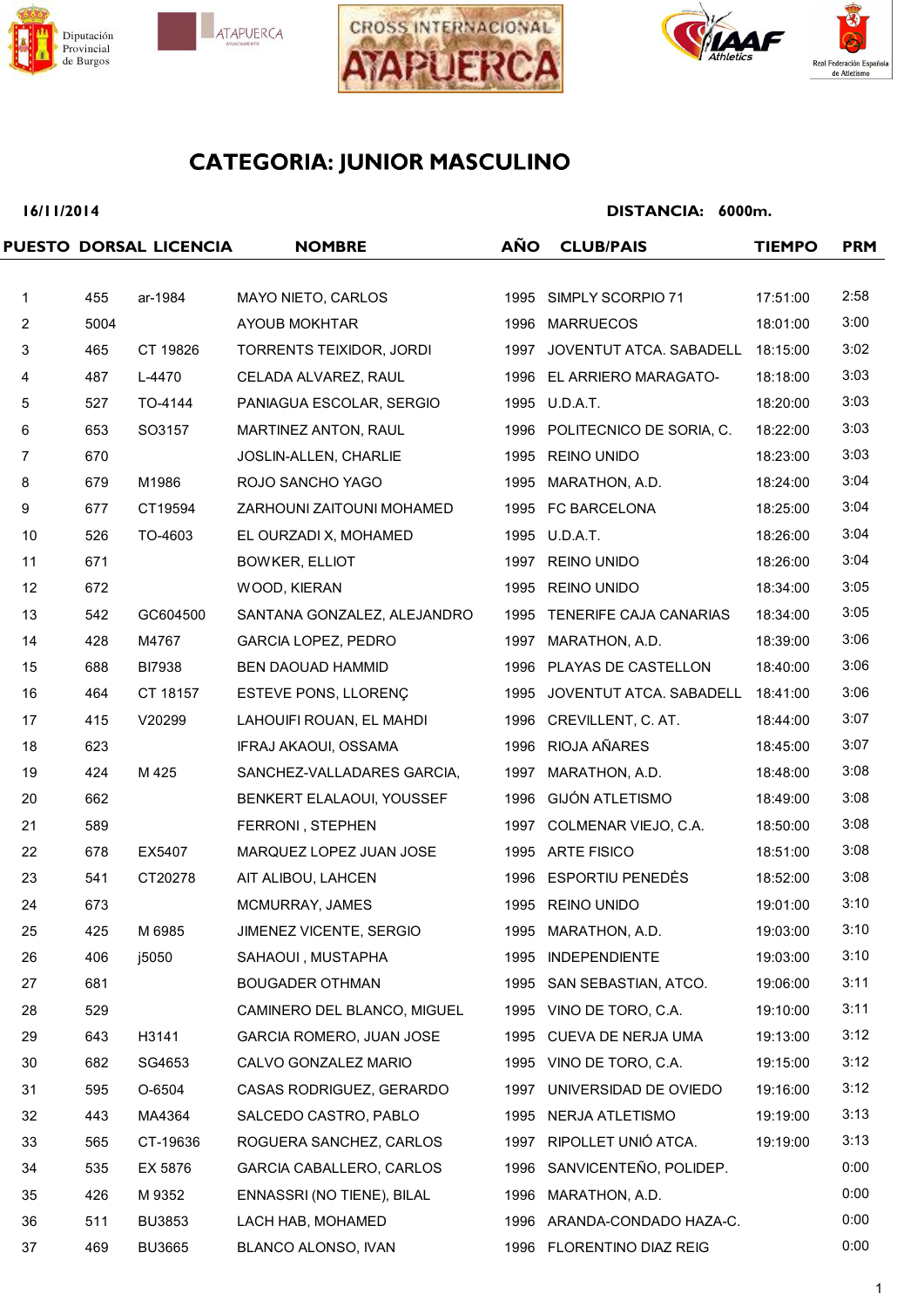Diputación Provincial de Burgos — ATAPUERCA — CROSS INTERNACIONAL ATAPUERCA — IAAF Athletics — Real Federación Española de Atletismo

# CATEGORIA: JUNIOR MASCULINO

**16/11/2014** **DISTANCIA: 6000m.**

| PUESTO | DORSAL | LICENCIA | NOMBRE | AÑO | CLUB/PAIS | TIEMPO | PRM |
|---|---|---|---|---|---|---|---|
| 1 | 455 | ar-1984 | MAYO NIETO, CARLOS | 1995 | SIMPLY SCORPIO 71 | 17:51:00 | 2:58 |
| 2 | 5004 | | AYOUB MOKHTAR | 1996 | MARRUECOS | 18:01:00 | 3:00 |
| 3 | 465 | CT 19826 | TORRENTS TEIXIDOR, JORDI | 1997 | JOVENTUT ATCA. SABADELL | 18:15:00 | 3:02 |
| 4 | 487 | L-4470 | CELADA ALVAREZ, RAUL | 1996 | EL ARRIERO MARAGATO- | 18:18:00 | 3:03 |
| 5 | 527 | TO-4144 | PANIAGUA ESCOLAR, SERGIO | 1995 | U.D.A.T. | 18:20:00 | 3:03 |
| 6 | 653 | SO3157 | MARTINEZ ANTON, RAUL | 1996 | POLITECNICO DE SORIA, C. | 18:22:00 | 3:03 |
| 7 | 670 | | JOSLIN-ALLEN, CHARLIE | 1995 | REINO UNIDO | 18:23:00 | 3:03 |
| 8 | 679 | M1986 | ROJO SANCHO YAGO | 1995 | MARATHON, A.D. | 18:24:00 | 3:04 |
| 9 | 677 | CT19594 | ZARHOUNI ZAITOUNI MOHAMED | 1995 | FC BARCELONA | 18:25:00 | 3:04 |
| 10 | 526 | TO-4603 | EL OURZADI X, MOHAMED | 1995 | U.D.A.T. | 18:26:00 | 3:04 |
| 11 | 671 | | BOWKER, ELLIOT | 1997 | REINO UNIDO | 18:26:00 | 3:04 |
| 12 | 672 | | WOOD, KIERAN | 1995 | REINO UNIDO | 18:34:00 | 3:05 |
| 13 | 542 | GC604500 | SANTANA GONZALEZ, ALEJANDRO | 1995 | TENERIFE CAJA CANARIAS | 18:34:00 | 3:05 |
| 14 | 428 | M4767 | GARCIA LOPEZ, PEDRO | 1997 | MARATHON, A.D. | 18:39:00 | 3:06 |
| 15 | 688 | BI7938 | BEN DAOUAD HAMMID | 1996 | PLAYAS DE CASTELLON | 18:40:00 | 3:06 |
| 16 | 464 | CT 18157 | ESTEVE PONS, LLORENÇ | 1995 | JOVENTUT ATCA. SABADELL | 18:41:00 | 3:06 |
| 17 | 415 | V20299 | LAHOUIFI ROUAN, EL MAHDI | 1996 | CREVILLENT, C. AT. | 18:44:00 | 3:07 |
| 18 | 623 | | IFRAJ AKAOUI, OSSAMA | 1996 | RIOJA AÑARES | 18:45:00 | 3:07 |
| 19 | 424 | M 425 | SANCHEZ-VALLADARES GARCIA, | 1997 | MARATHON, A.D. | 18:48:00 | 3:08 |
| 20 | 662 | | BENKERT ELALAOUI, YOUSSEF | 1996 | GIJÓN ATLETISMO | 18:49:00 | 3:08 |
| 21 | 589 | | FERRONI , STEPHEN | 1997 | COLMENAR VIEJO, C.A. | 18:50:00 | 3:08 |
| 22 | 678 | EX5407 | MARQUEZ LOPEZ JUAN JOSE | 1995 | ARTE FISICO | 18:51:00 | 3:08 |
| 23 | 541 | CT20278 | AIT ALIBOU, LAHCEN | 1996 | ESPORTIU PENEDÈS | 18:52:00 | 3:08 |
| 24 | 673 | | MCMURRAY, JAMES | 1995 | REINO UNIDO | 19:01:00 | 3:10 |
| 25 | 425 | M 6985 | JIMENEZ VICENTE, SERGIO | 1995 | MARATHON, A.D. | 19:03:00 | 3:10 |
| 26 | 406 | j5050 | SAHAOUI , MUSTAPHA | 1995 | INDEPENDIENTE | 19:03:00 | 3:10 |
| 27 | 681 | | BOUGADER OTHMAN | 1995 | SAN SEBASTIAN, ATCO. | 19:06:00 | 3:11 |
| 28 | 529 | | CAMINERO DEL BLANCO, MIGUEL | 1995 | VINO DE TORO, C.A. | 19:10:00 | 3:11 |
| 29 | 643 | H3141 | GARCIA ROMERO, JUAN JOSE | 1995 | CUEVA DE NERJA UMA | 19:13:00 | 3:12 |
| 30 | 682 | SG4653 | CALVO GONZALEZ MARIO | 1995 | VINO DE TORO, C.A. | 19:15:00 | 3:12 |
| 31 | 595 | O-6504 | CASAS RODRIGUEZ, GERARDO | 1997 | UNIVERSIDAD DE OVIEDO | 19:16:00 | 3:12 |
| 32 | 443 | MA4364 | SALCEDO CASTRO, PABLO | 1995 | NERJA ATLETISMO | 19:19:00 | 3:13 |
| 33 | 565 | CT-19636 | ROGUERA SANCHEZ, CARLOS | 1997 | RIPOLLET UNIÓ ATCA. | 19:19:00 | 3:13 |
| 34 | 535 | EX 5876 | GARCIA CABALLERO, CARLOS | 1996 | SANVICENTEÑO, POLIDEP. | | 0:00 |
| 35 | 426 | M 9352 | ENNASSRI (NO TIENE), BILAL | 1996 | MARATHON, A.D. | | 0:00 |
| 36 | 511 | BU3853 | LACH HAB, MOHAMED | 1996 | ARANDA-CONDADO HAZA-C. | | 0:00 |
| 37 | 469 | BU3665 | BLANCO ALONSO, IVAN | 1996 | FLORENTINO DIAZ REIG | | 0:00 |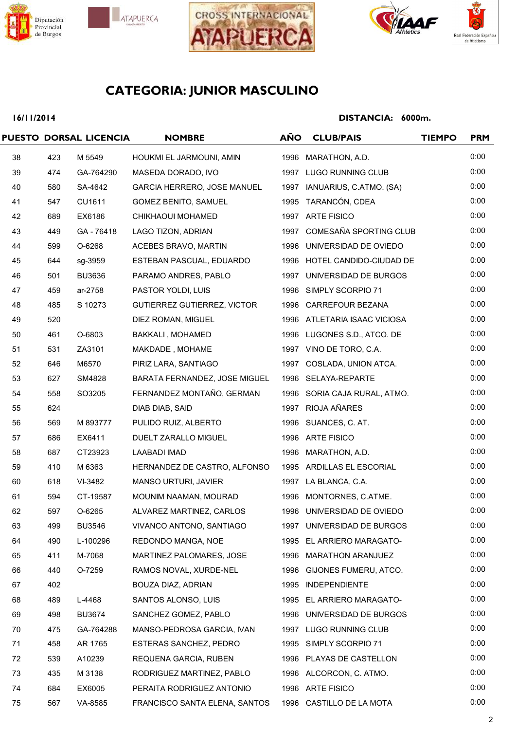## CATEGORIA: JUNIOR MASCULINO

**16/11/2014** **DISTANCIA: 6000m.**

| PUESTO | DORSAL | LICENCIA | NOMBRE | AÑO | CLUB/PAIS | TIEMPO | PRM |
|---|---|---|---|---|---|---|---|
| 38 | 423 | M 5549 | HOUKMI EL JARMOUNI, AMIN | 1996 | MARATHON, A.D. | | 0:00 |
| 39 | 474 | GA-764290 | MASEDA DORADO, IVO | 1997 | LUGO RUNNING CLUB | | 0:00 |
| 40 | 580 | SA-4642 | GARCIA HERRERO, JOSE MANUEL | 1997 | IANUARIUS, C.ATMO. (SA) | | 0:00 |
| 41 | 547 | CU1611 | GOMEZ BENITO, SAMUEL | 1995 | TARANCÓN, CDEA | | 0:00 |
| 42 | 689 | EX6186 | CHIKHAOUI MOHAMED | 1997 | ARTE FISICO | | 0:00 |
| 43 | 449 | GA - 76418 | LAGO TIZON, ADRIAN | 1997 | COMESAÑA SPORTING CLUB | | 0:00 |
| 44 | 599 | O-6268 | ACEBES BRAVO, MARTIN | 1996 | UNIVERSIDAD DE OVIEDO | | 0:00 |
| 45 | 644 | sg-3959 | ESTEBAN PASCUAL, EDUARDO | 1996 | HOTEL CANDIDO-CIUDAD DE | | 0:00 |
| 46 | 501 | BU3636 | PARAMO ANDRES, PABLO | 1997 | UNIVERSIDAD DE BURGOS | | 0:00 |
| 47 | 459 | ar-2758 | PASTOR YOLDI, LUIS | 1996 | SIMPLY SCORPIO 71 | | 0:00 |
| 48 | 485 | S 10273 | GUTIERREZ GUTIERREZ, VICTOR | 1996 | CARREFOUR BEZANA | | 0:00 |
| 49 | 520 | | DIEZ ROMAN, MIGUEL | 1996 | ATLETARIA ISAAC VICIOSA | | 0:00 |
| 50 | 461 | O-6803 | BAKKALI , MOHAMED | 1996 | LUGONES S.D., ATCO. DE | | 0:00 |
| 51 | 531 | ZA3101 | MAKDADE , MOHAME | 1997 | VINO DE TORO, C.A. | | 0:00 |
| 52 | 646 | M6570 | PIRIZ LARA, SANTIAGO | 1997 | COSLADA, UNION ATCA. | | 0:00 |
| 53 | 627 | SM4828 | BARATA FERNANDEZ, JOSE MIGUEL | 1996 | SELAYA-REPARTE | | 0:00 |
| 54 | 558 | SO3205 | FERNANDEZ MONTAÑO, GERMAN | 1996 | SORIA CAJA RURAL, ATMO. | | 0:00 |
| 55 | 624 | | DIAB DIAB, SAID | 1997 | RIOJA AÑARES | | 0:00 |
| 56 | 569 | M 893777 | PULIDO RUIZ, ALBERTO | 1996 | SUANCES, C. AT. | | 0:00 |
| 57 | 686 | EX6411 | DUELT ZARALLO MIGUEL | 1996 | ARTE FISICO | | 0:00 |
| 58 | 687 | CT23923 | LAABADI IMAD | 1996 | MARATHON, A.D. | | 0:00 |
| 59 | 410 | M 6363 | HERNANDEZ DE CASTRO, ALFONSO | 1995 | ARDILLAS EL ESCORIAL | | 0:00 |
| 60 | 618 | VI-3482 | MANSO URTURI, JAVIER | 1997 | LA BLANCA, C.A. | | 0:00 |
| 61 | 594 | CT-19587 | MOUNIM NAAMAN, MOURAD | 1996 | MONTORNES, C.ATME. | | 0:00 |
| 62 | 597 | O-6265 | ALVAREZ MARTINEZ, CARLOS | 1996 | UNIVERSIDAD DE OVIEDO | | 0:00 |
| 63 | 499 | BU3546 | VIVANCO ANTONO, SANTIAGO | 1997 | UNIVERSIDAD DE BURGOS | | 0:00 |
| 64 | 490 | L-100296 | REDONDO MANGA, NOE | 1995 | EL ARRIERO MARAGATO- | | 0:00 |
| 65 | 411 | M-7068 | MARTINEZ PALOMARES, JOSE | 1996 | MARATHON ARANJUEZ | | 0:00 |
| 66 | 440 | O-7259 | RAMOS NOVAL, XURDE-NEL | 1996 | GIJONES FUMERU, ATCO. | | 0:00 |
| 67 | 402 | | BOUZA DIAZ, ADRIAN | 1995 | INDEPENDIENTE | | 0:00 |
| 68 | 489 | L-4468 | SANTOS ALONSO, LUIS | 1995 | EL ARRIERO MARAGATO- | | 0:00 |
| 69 | 498 | BU3674 | SANCHEZ GOMEZ, PABLO | 1996 | UNIVERSIDAD DE BURGOS | | 0:00 |
| 70 | 475 | GA-764288 | MANSO-PEDROSA GARCIA, IVAN | 1997 | LUGO RUNNING CLUB | | 0:00 |
| 71 | 458 | AR 1765 | ESTERAS SANCHEZ, PEDRO | 1995 | SIMPLY SCORPIO 71 | | 0:00 |
| 72 | 539 | A10239 | REQUENA GARCIA, RUBEN | 1996 | PLAYAS DE CASTELLON | | 0:00 |
| 73 | 435 | M 3138 | RODRIGUEZ MARTINEZ, PABLO | 1996 | ALCORCON, C. ATMO. | | 0:00 |
| 74 | 684 | EX6005 | PERAITA RODRIGUEZ ANTONIO | 1996 | ARTE FISICO | | 0:00 |
| 75 | 567 | VA-8585 | FRANCISCO SANTA ELENA, SANTOS | 1996 | CASTILLO DE LA MOTA | | 0:00 |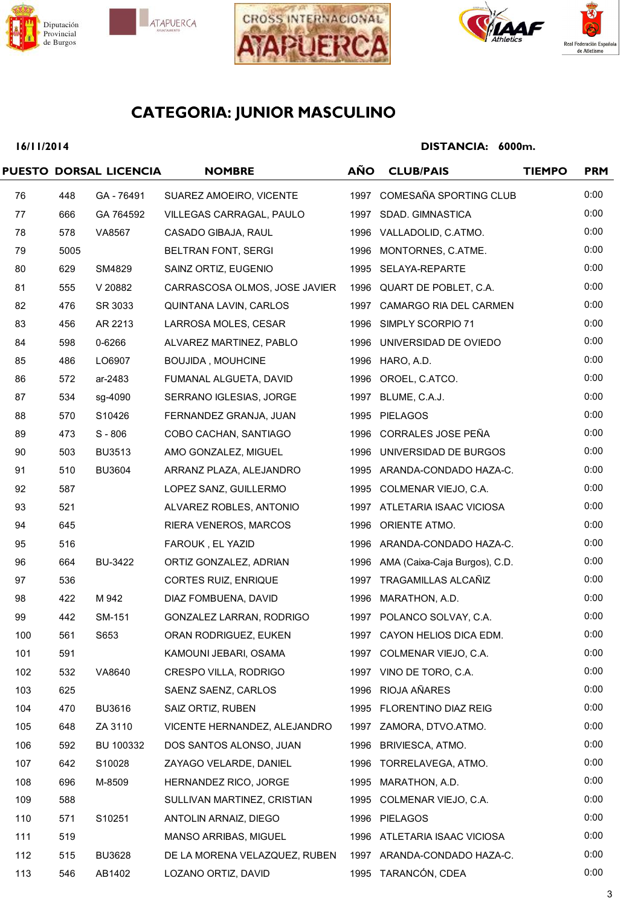Diputación Provincial de Burgos | ATAPUERCA | CROSS INTERNACIONAL ATAPUERCA | IAAF Athletics | Real Federación Española de Atletismo

# CATEGORIA: JUNIOR MASCULINO

**16/11/2014** **DISTANCIA: 6000m.**

| PUESTO | DORSAL | LICENCIA | NOMBRE | AÑO | CLUB/PAIS | TIEMPO | PRM |
|---|---|---|---|---|---|---|---|
| 76 | 448 | GA - 76491 | SUAREZ AMOEIRO, VICENTE | 1997 | COMESAÑA SPORTING CLUB | | 0:00 |
| 77 | 666 | GA 764592 | VILLEGAS CARRAGAL, PAULO | 1997 | SDAD. GIMNASTICA | | 0:00 |
| 78 | 578 | VA8567 | CASADO GIBAJA, RAUL | 1996 | VALLADOLID, C.ATMO. | | 0:00 |
| 79 | 5005 | | BELTRAN FONT, SERGI | 1996 | MONTORNES, C.ATME. | | 0:00 |
| 80 | 629 | SM4829 | SAINZ ORTIZ, EUGENIO | 1995 | SELAYA-REPARTE | | 0:00 |
| 81 | 555 | V 20882 | CARRASCOSA OLMOS, JOSE JAVIER | 1996 | QUART DE POBLET, C.A. | | 0:00 |
| 82 | 476 | SR 3033 | QUINTANA LAVIN, CARLOS | 1997 | CAMARGO RIA DEL CARMEN | | 0:00 |
| 83 | 456 | AR 2213 | LARROSA MOLES, CESAR | 1996 | SIMPLY SCORPIO 71 | | 0:00 |
| 84 | 598 | 0-6266 | ALVAREZ MARTINEZ, PABLO | 1996 | UNIVERSIDAD DE OVIEDO | | 0:00 |
| 85 | 486 | LO6907 | BOUJIDA , MOUHCINE | 1996 | HARO, A.D. | | 0:00 |
| 86 | 572 | ar-2483 | FUMANAL ALGUETA, DAVID | 1996 | OROEL, C.ATCO. | | 0:00 |
| 87 | 534 | sg-4090 | SERRANO IGLESIAS, JORGE | 1997 | BLUME, C.A.J. | | 0:00 |
| 88 | 570 | S10426 | FERNANDEZ GRANJA, JUAN | 1995 | PIELAGOS | | 0:00 |
| 89 | 473 | S - 806 | COBO CACHAN, SANTIAGO | 1996 | CORRALES JOSE PEÑA | | 0:00 |
| 90 | 503 | BU3513 | AMO GONZALEZ, MIGUEL | 1996 | UNIVERSIDAD DE BURGOS | | 0:00 |
| 91 | 510 | BU3604 | ARRANZ PLAZA, ALEJANDRO | 1995 | ARANDA-CONDADO HAZA-C. | | 0:00 |
| 92 | 587 | | LOPEZ SANZ, GUILLERMO | 1995 | COLMENAR VIEJO, C.A. | | 0:00 |
| 93 | 521 | | ALVAREZ ROBLES, ANTONIO | 1997 | ATLETARIA ISAAC VICIOSA | | 0:00 |
| 94 | 645 | | RIERA VENEROS, MARCOS | 1996 | ORIENTE ATMO. | | 0:00 |
| 95 | 516 | | FAROUK , EL YAZID | 1996 | ARANDA-CONDADO HAZA-C. | | 0:00 |
| 96 | 664 | BU-3422 | ORTIZ GONZALEZ, ADRIAN | 1996 | AMA (Caixa-Caja Burgos), C.D. | | 0:00 |
| 97 | 536 | | CORTES RUIZ, ENRIQUE | 1997 | TRAGAMILLAS ALCAÑIZ | | 0:00 |
| 98 | 422 | M 942 | DIAZ FOMBUENA, DAVID | 1996 | MARATHON, A.D. | | 0:00 |
| 99 | 442 | SM-151 | GONZALEZ LARRAN, RODRIGO | 1997 | POLANCO SOLVAY, C.A. | | 0:00 |
| 100 | 561 | S653 | ORAN RODRIGUEZ, EUKEN | 1997 | CAYON HELIOS DICA EDM. | | 0:00 |
| 101 | 591 | | KAMOUNI JEBARI, OSAMA | 1997 | COLMENAR VIEJO, C.A. | | 0:00 |
| 102 | 532 | VA8640 | CRESPO VILLA, RODRIGO | 1997 | VINO DE TORO, C.A. | | 0:00 |
| 103 | 625 | | SAENZ SAENZ, CARLOS | 1996 | RIOJA AÑARES | | 0:00 |
| 104 | 470 | BU3616 | SAIZ ORTIZ, RUBEN | 1995 | FLORENTINO DIAZ REIG | | 0:00 |
| 105 | 648 | ZA 3110 | VICENTE HERNANDEZ, ALEJANDRO | 1997 | ZAMORA, DTVO.ATMO. | | 0:00 |
| 106 | 592 | BU 100332 | DOS SANTOS ALONSO, JUAN | 1996 | BRIVIESCA, ATMO. | | 0:00 |
| 107 | 642 | S10028 | ZAYAGO VELARDE, DANIEL | 1996 | TORRELAVEGA, ATMO. | | 0:00 |
| 108 | 696 | M-8509 | HERNANDEZ RICO, JORGE | 1995 | MARATHON, A.D. | | 0:00 |
| 109 | 588 | | SULLIVAN MARTINEZ, CRISTIAN | 1995 | COLMENAR VIEJO, C.A. | | 0:00 |
| 110 | 571 | S10251 | ANTOLIN ARNAIZ, DIEGO | 1996 | PIELAGOS | | 0:00 |
| 111 | 519 | | MANSO ARRIBAS, MIGUEL | 1996 | ATLETARIA ISAAC VICIOSA | | 0:00 |
| 112 | 515 | BU3628 | DE LA MORENA VELAZQUEZ, RUBEN | 1997 | ARANDA-CONDADO HAZA-C. | | 0:00 |
| 113 | 546 | AB1402 | LOZANO ORTIZ, DAVID | 1995 | TARANCÓN, CDEA | | 0:00 |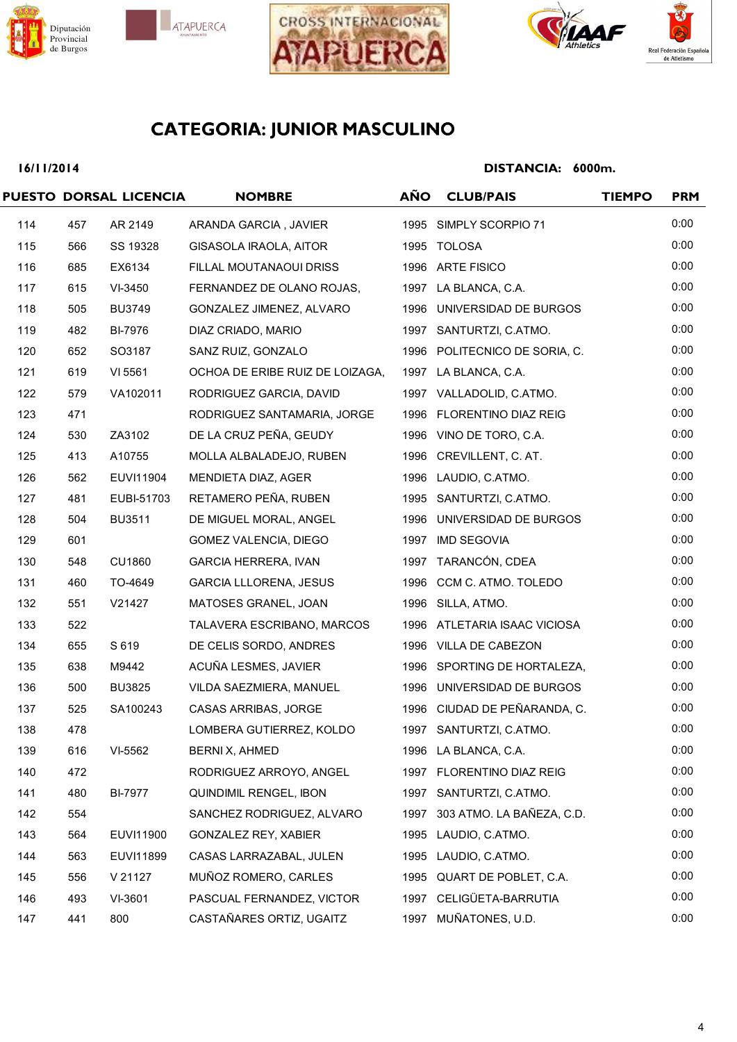Diputación Provincial de Burgos · ATAPUERCA · CROSS INTERNACIONAL ATAPUERCA · IAAF Athletics · Real Federación Española de Atletismo

# CATEGORIA: JUNIOR MASCULINO

**16/11/2014** **DISTANCIA: 6000m.**

| PUESTO | DORSAL | LICENCIA | NOMBRE | AÑO | CLUB/PAIS | TIEMPO | PRM |
|---|---|---|---|---|---|---|---|
| 114 | 457 | AR 2149 | ARANDA GARCIA , JAVIER | 1995 | SIMPLY SCORPIO 71 | | 0:00 |
| 115 | 566 | SS 19328 | GISASOLA IRAOLA, AITOR | 1995 | TOLOSA | | 0:00 |
| 116 | 685 | EX6134 | FILLAL MOUTANAOUI DRISS | 1996 | ARTE FISICO | | 0:00 |
| 117 | 615 | VI-3450 | FERNANDEZ DE OLANO ROJAS, | 1997 | LA BLANCA, C.A. | | 0:00 |
| 118 | 505 | BU3749 | GONZALEZ JIMENEZ, ALVARO | 1996 | UNIVERSIDAD DE BURGOS | | 0:00 |
| 119 | 482 | BI-7976 | DIAZ CRIADO, MARIO | 1997 | SANTURTZI, C.ATMO. | | 0:00 |
| 120 | 652 | SO3187 | SANZ RUIZ, GONZALO | 1996 | POLITECNICO DE SORIA, C. | | 0:00 |
| 121 | 619 | VI 5561 | OCHOA DE ERIBE RUIZ DE LOIZAGA, | 1997 | LA BLANCA, C.A. | | 0:00 |
| 122 | 579 | VA102011 | RODRIGUEZ GARCIA, DAVID | 1997 | VALLADOLID, C.ATMO. | | 0:00 |
| 123 | 471 | | RODRIGUEZ SANTAMARIA, JORGE | 1996 | FLORENTINO DIAZ REIG | | 0:00 |
| 124 | 530 | ZA3102 | DE LA CRUZ PEÑA, GEUDY | 1996 | VINO DE TORO, C.A. | | 0:00 |
| 125 | 413 | A10755 | MOLLA ALBALADEJO, RUBEN | 1996 | CREVILLENT, C. AT. | | 0:00 |
| 126 | 562 | EUVI11904 | MENDIETA DIAZ, AGER | 1996 | LAUDIO, C.ATMO. | | 0:00 |
| 127 | 481 | EUBI-51703 | RETAMERO PEÑA, RUBEN | 1995 | SANTURTZI, C.ATMO. | | 0:00 |
| 128 | 504 | BU3511 | DE MIGUEL MORAL, ANGEL | 1996 | UNIVERSIDAD DE BURGOS | | 0:00 |
| 129 | 601 | | GOMEZ VALENCIA, DIEGO | 1997 | IMD SEGOVIA | | 0:00 |
| 130 | 548 | CU1860 | GARCIA HERRERA, IVAN | 1997 | TARANCÓN, CDEA | | 0:00 |
| 131 | 460 | TO-4649 | GARCIA LLLORENA, JESUS | 1996 | CCM C. ATMO. TOLEDO | | 0:00 |
| 132 | 551 | V21427 | MATOSES GRANEL, JOAN | 1996 | SILLA, ATMO. | | 0:00 |
| 133 | 522 | | TALAVERA ESCRIBANO, MARCOS | 1996 | ATLETARIA ISAAC VICIOSA | | 0:00 |
| 134 | 655 | S 619 | DE CELIS SORDO, ANDRES | 1996 | VILLA DE CABEZON | | 0:00 |
| 135 | 638 | M9442 | ACUÑA LESMES, JAVIER | 1996 | SPORTING DE HORTALEZA, | | 0:00 |
| 136 | 500 | BU3825 | VILDA SAEZMIERA, MANUEL | 1996 | UNIVERSIDAD DE BURGOS | | 0:00 |
| 137 | 525 | SA100243 | CASAS ARRIBAS, JORGE | 1996 | CIUDAD DE PEÑARANDA, C. | | 0:00 |
| 138 | 478 | | LOMBERA GUTIERREZ, KOLDO | 1997 | SANTURTZI, C.ATMO. | | 0:00 |
| 139 | 616 | VI-5562 | BERNI X, AHMED | 1996 | LA BLANCA, C.A. | | 0:00 |
| 140 | 472 | | RODRIGUEZ ARROYO, ANGEL | 1997 | FLORENTINO DIAZ REIG | | 0:00 |
| 141 | 480 | BI-7977 | QUINDIMIL RENGEL, IBON | 1997 | SANTURTZI, C.ATMO. | | 0:00 |
| 142 | 554 | | SANCHEZ RODRIGUEZ, ALVARO | 1997 | 303 ATMO. LA BAÑEZA, C.D. | | 0:00 |
| 143 | 564 | EUVI11900 | GONZALEZ REY, XABIER | 1995 | LAUDIO, C.ATMO. | | 0:00 |
| 144 | 563 | EUVI11899 | CASAS LARRAZABAL, JULEN | 1995 | LAUDIO, C.ATMO. | | 0:00 |
| 145 | 556 | V 21127 | MUÑOZ ROMERO, CARLES | 1995 | QUART DE POBLET, C.A. | | 0:00 |
| 146 | 493 | VI-3601 | PASCUAL FERNANDEZ, VICTOR | 1997 | CELIGÜETA-BARRUTIA | | 0:00 |
| 147 | 441 | 800 | CASTAÑARES ORTIZ, UGAITZ | 1997 | MUÑATONES, U.D. | | 0:00 |